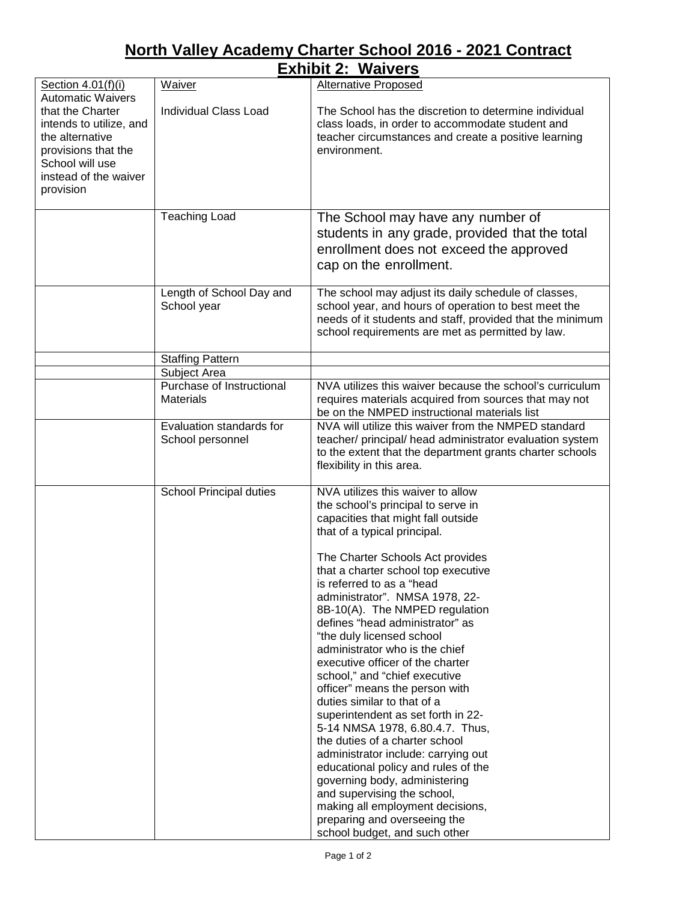# North Valley Academy Charter School 2016 - 2021 Contract

## Exhibit 2: Waivers

| Section 4.01(f)(i) Automatic Waivers that the Charter intends to utilize, and the alternative provisions that the School will use instead of the waiver provision | Waiver | Alternative Proposed |
|---|---|---|
| | Individual Class Load | The School has the discretion to determine individual class loads, in order to accommodate student and teacher circumstances and create a positive learning environment. |
| | Teaching Load | The School may have any number of students in any grade, provided that the total enrollment does not exceed the approved cap on the enrollment. |
| | Length of School Day and School year | The school may adjust its daily schedule of classes, school year, and hours of operation to best meet the needs of it students and staff, provided that the minimum school requirements are met as permitted by law. |
| | Staffing Pattern | |
| | Subject Area | |
| | Purchase of Instructional Materials | NVA utilizes this waiver because the school's curriculum requires materials acquired from sources that may not be on the NMPED instructional materials list |
| | Evaluation standards for School personnel | NVA will utilize this waiver from the NMPED standard teacher/ principal/ head administrator evaluation system to the extent that the department grants charter schools flexibility in this area. |
| | School Principal duties | NVA utilizes this waiver to allow the school's principal to serve in capacities that might fall outside that of a typical principal.<br><br>The Charter Schools Act provides that a charter school top executive is referred to as a "head administrator". NMSA 1978, 22-8B-10(A). The NMPED regulation defines "head administrator" as "the duly licensed school administrator who is the chief executive officer of the charter school," and "chief executive officer" means the person with duties similar to that of a superintendent as set forth in 22-5-14 NMSA 1978, 6.80.4.7. Thus, the duties of a charter school administrator include: carrying out educational policy and rules of the governing body, administering and supervising the school, making all employment decisions, preparing and overseeing the school budget, and such other |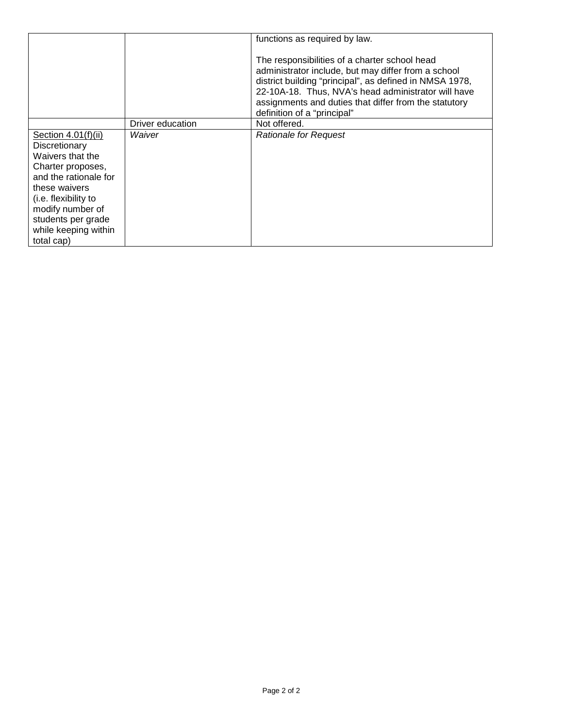| | | |
|---|---|---|
| | | functions as required by law.<br><br>The responsibilities of a charter school head administrator include, but may differ from a school district building "principal", as defined in NMSA 1978, 22-10A-18. Thus, NVA's head administrator will have assignments and duties that differ from the statutory definition of a "principal" |
| | Driver education | Not offered. |
| <u>Section 4.01(f)(ii)</u> Discretionary Waivers that the Charter proposes, and the rationale for these waivers (i.e. flexibility to modify number of students per grade while keeping within total cap) | *Waiver* | *Rationale for Request* |